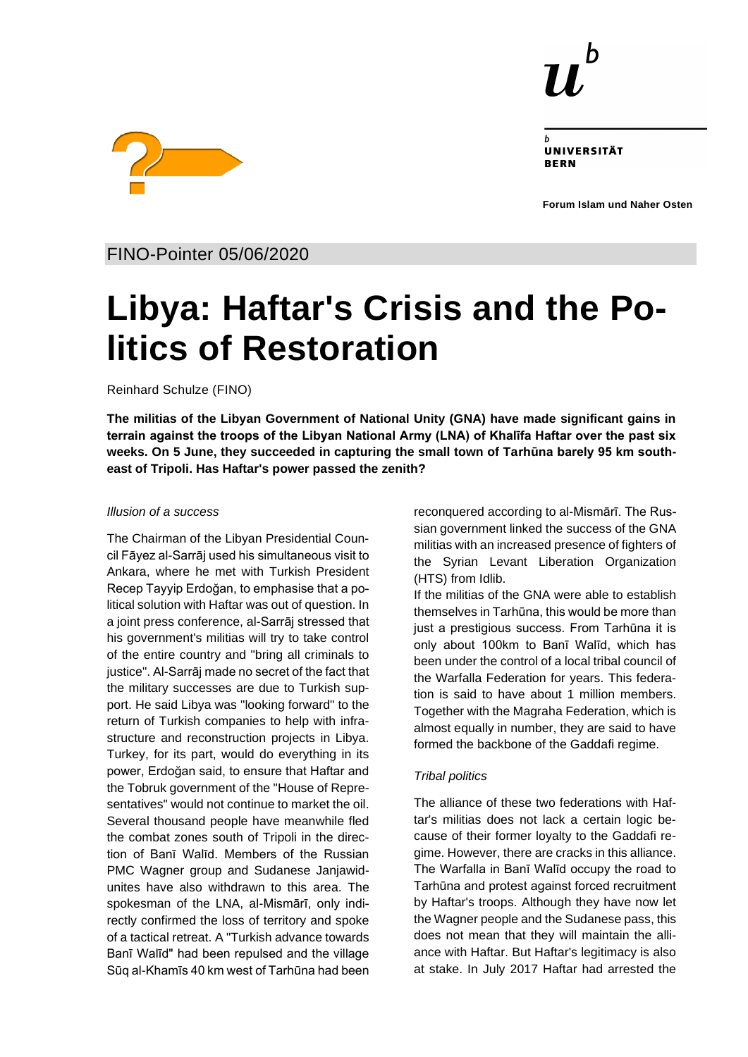Forum Islam und Naher Osten

FINO-Pointer 05/06/2020

# Libya: Haftar's Crisis and the Politics of Restoration

Reinhard Schulze (FINO)

**The militias of the Libyan Government of National Unity (GNA) have made significant gains in terrain against the troops of the Libyan National Army (LNA) of Khalīfa Haftar over the past six weeks. On 5 June, they succeeded in capturing the small town of Tarhūna barely 95 km southeast of Tripoli. Has Haftar's power passed the zenith?**

*Illusion of a success*

The Chairman of the Libyan Presidential Council Fāyez al-Sarrāj used his simultaneous visit to Ankara, where he met with Turkish President Recep Tayyip Erdoğan, to emphasise that a political solution with Haftar was out of question. In a joint press conference, al-Sarrāj stressed that his government's militias will try to take control of the entire country and "bring all criminals to justice". Al-Sarrāj made no secret of the fact that the military successes are due to Turkish support. He said Libya was "looking forward" to the return of Turkish companies to help with infrastructure and reconstruction projects in Libya. Turkey, for its part, would do everything in its power, Erdoğan said, to ensure that Haftar and the Tobruk government of the "House of Representatives" would not continue to market the oil. Several thousand people have meanwhile fled the combat zones south of Tripoli in the direction of Banī Walīd. Members of the Russian PMC Wagner group and Sudanese Janjawid-unites have also withdrawn to this area. The spokesman of the LNA, al-Mismārī, only indirectly confirmed the loss of territory and spoke of a tactical retreat. A "Turkish advance towards Banī Walīd" had been repulsed and the village Sūq al-Khamīs 40 km west of Tarhūna had been reconquered according to al-Mismārī. The Russian government linked the success of the GNA militias with an increased presence of fighters of the Syrian Levant Liberation Organization (HTS) from Idlib.

If the militias of the GNA were able to establish themselves in Tarhūna, this would be more than just a prestigious success. From Tarhūna it is only about 100km to Banī Walīd, which has been under the control of a local tribal council of the Warfalla Federation for years. This federation is said to have about 1 million members. Together with the Magraha Federation, which is almost equally in number, they are said to have formed the backbone of the Gaddafi regime.

*Tribal politics*

The alliance of these two federations with Haftar's militias does not lack a certain logic because of their former loyalty to the Gaddafi regime. However, there are cracks in this alliance. The Warfalla in Banī Walīd occupy the road to Tarhūna and protest against forced recruitment by Haftar's troops. Although they have now let the Wagner people and the Sudanese pass, this does not mean that they will maintain the alliance with Haftar. But Haftar's legitimacy is also at stake. In July 2017 Haftar had arrested the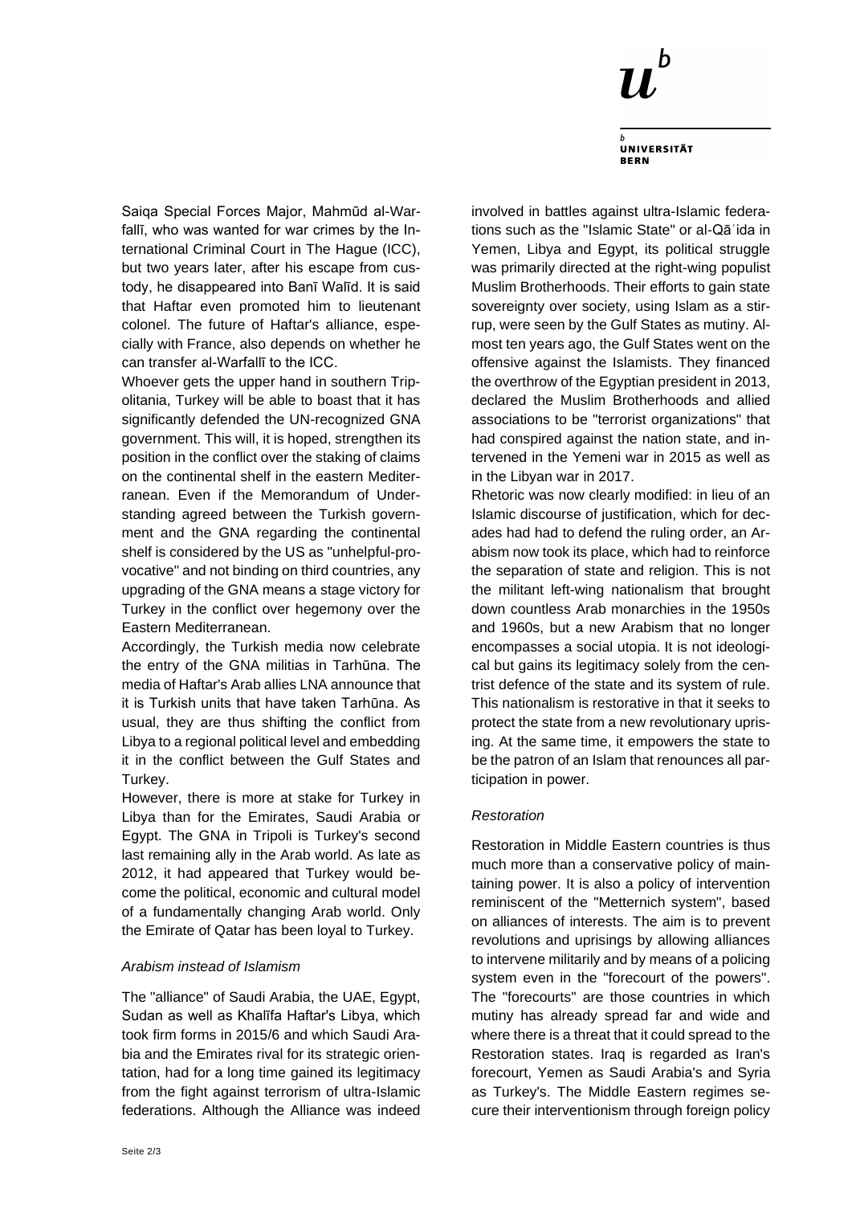Saiqa Special Forces Major, Maḥmūd al-Warfallī, who was wanted for war crimes by the International Criminal Court in The Hague (ICC), but two years later, after his escape from custody, he disappeared into Banī Walīd. It is said that Haftar even promoted him to lieutenant colonel. The future of Haftar's alliance, especially with France, also depends on whether he can transfer al-Warfallī to the ICC.

Whoever gets the upper hand in southern Tripolitania, Turkey will be able to boast that it has significantly defended the UN-recognized GNA government. This will, it is hoped, strengthen its position in the conflict over the staking of claims on the continental shelf in the eastern Mediterranean. Even if the Memorandum of Understanding agreed between the Turkish government and the GNA regarding the continental shelf is considered by the US as "unhelpful-provocative" and not binding on third countries, any upgrading of the GNA means a stage victory for Turkey in the conflict over hegemony over the Eastern Mediterranean.

Accordingly, the Turkish media now celebrate the entry of the GNA militias in Tarhūna. The media of Haftar's Arab allies LNA announce that it is Turkish units that have taken Tarhūna. As usual, they are thus shifting the conflict from Libya to a regional political level and embedding it in the conflict between the Gulf States and Turkey.

However, there is more at stake for Turkey in Libya than for the Emirates, Saudi Arabia or Egypt. The GNA in Tripoli is Turkey's second last remaining ally in the Arab world. As late as 2012, it had appeared that Turkey would become the political, economic and cultural model of a fundamentally changing Arab world. Only the Emirate of Qatar has been loyal to Turkey.

### *Arabism instead of Islamism*

The "alliance" of Saudi Arabia, the UAE, Egypt, Sudan as well as Khalīfa Haftar's Libya, which took firm forms in 2015/6 and which Saudi Arabia and the Emirates rival for its strategic orientation, had for a long time gained its legitimacy from the fight against terrorism of ultra-Islamic federations. Although the Alliance was indeed involved in battles against ultra-Islamic federations such as the "Islamic State" or al-Qāʿida in Yemen, Libya and Egypt, its political struggle was primarily directed at the right-wing populist Muslim Brotherhoods. Their efforts to gain state sovereignty over society, using Islam as a stirrup, were seen by the Gulf States as mutiny. Almost ten years ago, the Gulf States went on the offensive against the Islamists. They financed the overthrow of the Egyptian president in 2013, declared the Muslim Brotherhoods and allied associations to be "terrorist organizations" that had conspired against the nation state, and intervened in the Yemeni war in 2015 as well as in the Libyan war in 2017.

Rhetoric was now clearly modified: in lieu of an Islamic discourse of justification, which for decades had had to defend the ruling order, an Arabism now took its place, which had to reinforce the separation of state and religion. This is not the militant left-wing nationalism that brought down countless Arab monarchies in the 1950s and 1960s, but a new Arabism that no longer encompasses a social utopia. It is not ideological but gains its legitimacy solely from the centrist defence of the state and its system of rule. This nationalism is restorative in that it seeks to protect the state from a new revolutionary uprising. At the same time, it empowers the state to be the patron of an Islam that renounces all participation in power.

### *Restoration*

Restoration in Middle Eastern countries is thus much more than a conservative policy of maintaining power. It is also a policy of intervention reminiscent of the "Metternich system", based on alliances of interests. The aim is to prevent revolutions and uprisings by allowing alliances to intervene militarily and by means of a policing system even in the "forecourt of the powers". The "forecourts" are those countries in which mutiny has already spread far and wide and where there is a threat that it could spread to the Restoration states. Iraq is regarded as Iran's forecourt, Yemen as Saudi Arabia's and Syria as Turkey's. The Middle Eastern regimes secure their interventionism through foreign policy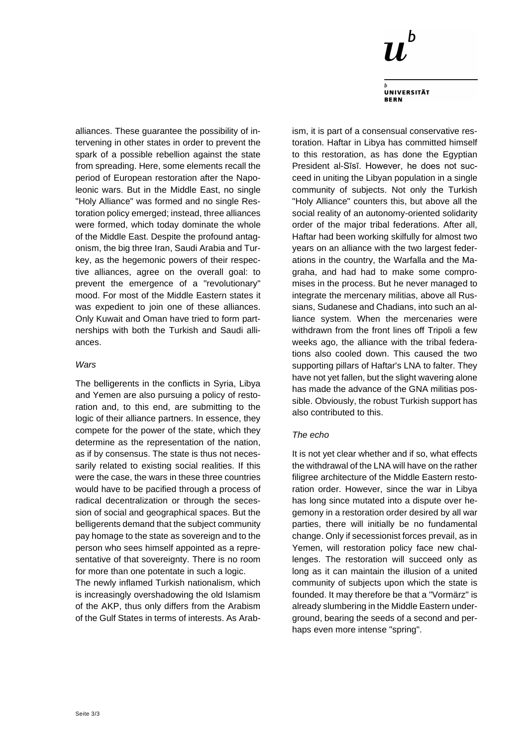alliances. These guarantee the possibility of intervening in other states in order to prevent the spark of a possible rebellion against the state from spreading. Here, some elements recall the period of European restoration after the Napoleonic wars. But in the Middle East, no single "Holy Alliance" was formed and no single Restoration policy emerged; instead, three alliances were formed, which today dominate the whole of the Middle East. Despite the profound antagonism, the big three Iran, Saudi Arabia and Turkey, as the hegemonic powers of their respective alliances, agree on the overall goal: to prevent the emergence of a "revolutionary" mood. For most of the Middle Eastern states it was expedient to join one of these alliances. Only Kuwait and Oman have tried to form partnerships with both the Turkish and Saudi alliances.

*Wars*

The belligerents in the conflicts in Syria, Libya and Yemen are also pursuing a policy of restoration and, to this end, are submitting to the logic of their alliance partners. In essence, they compete for the power of the state, which they determine as the representation of the nation, as if by consensus. The state is thus not necessarily related to existing social realities. If this were the case, the wars in these three countries would have to be pacified through a process of radical decentralization or through the secession of social and geographical spaces. But the belligerents demand that the subject community pay homage to the state as sovereign and to the person who sees himself appointed as a representative of that sovereignty. There is no room for more than one potentate in such a logic.

The newly inflamed Turkish nationalism, which is increasingly overshadowing the old Islamism of the AKP, thus only differs from the Arabism of the Gulf States in terms of interests. As Arabism, it is part of a consensual conservative restoration. Haftar in Libya has committed himself to this restoration, as has done the Egyptian President al-Sīsī. However, he does not succeed in uniting the Libyan population in a single community of subjects. Not only the Turkish "Holy Alliance" counters this, but above all the social reality of an autonomy-oriented solidarity order of the major tribal federations. After all, Haftar had been working skilfully for almost two years on an alliance with the two largest federations in the country, the Warfalla and the Magraha, and had had to make some compromises in the process. But he never managed to integrate the mercenary militias, above all Russians, Sudanese and Chadians, into such an alliance system. When the mercenaries were withdrawn from the front lines off Tripoli a few weeks ago, the alliance with the tribal federations also cooled down. This caused the two supporting pillars of Haftar's LNA to falter. They have not yet fallen, but the slight wavering alone has made the advance of the GNA militias possible. Obviously, the robust Turkish support has also contributed to this.

*The echo*

It is not yet clear whether and if so, what effects the withdrawal of the LNA will have on the rather filigree architecture of the Middle Eastern restoration order. However, since the war in Libya has long since mutated into a dispute over hegemony in a restoration order desired by all war parties, there will initially be no fundamental change. Only if secessionist forces prevail, as in Yemen, will restoration policy face new challenges. The restoration will succeed only as long as it can maintain the illusion of a united community of subjects upon which the state is founded. It may therefore be that a "Vormärz" is already slumbering in the Middle Eastern underground, bearing the seeds of a second and perhaps even more intense "spring".